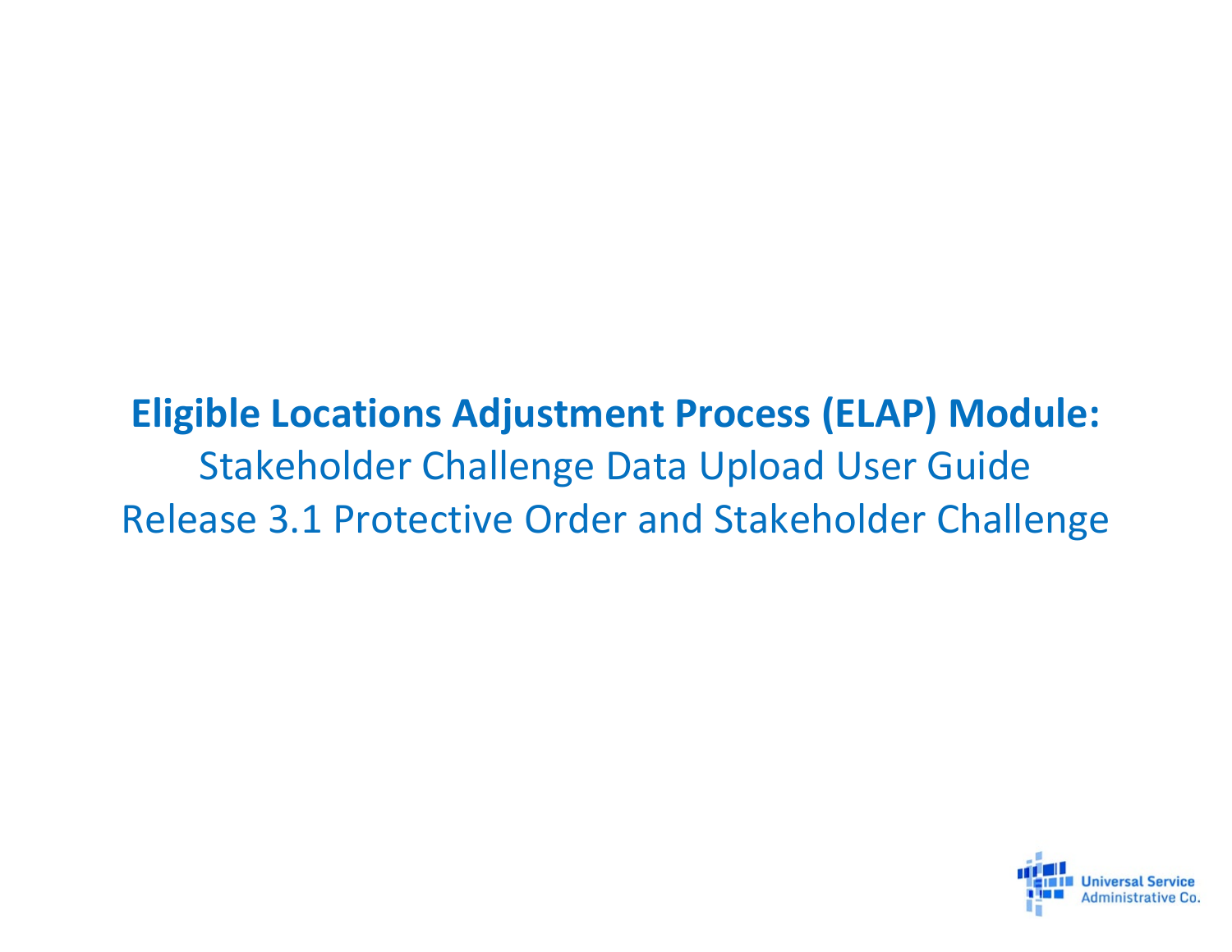# Eligible Locations Adjustment Process (ELAP) Module:

Stakeholder Challenge Data Upload User Guide

Release 3.1 Protective Order and Stakeholder Challenge

Universal Service Administrative Co.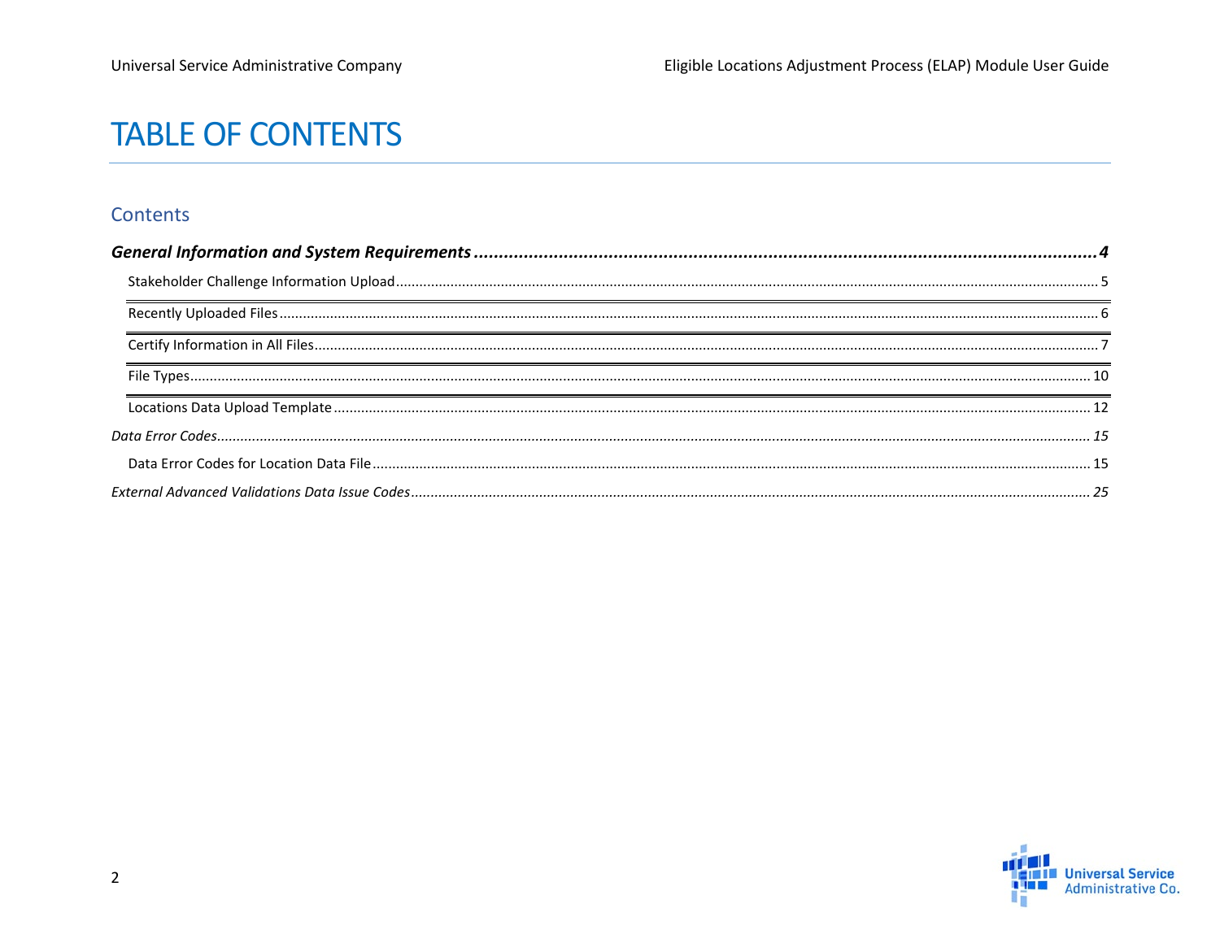# TABLE OF CONTENTS

## Contents

***General Information and System Requirements*** ........ **4**

- Stakeholder Challenge Information Upload ........ 5
- Recently Uploaded Files ........ 6
- Certify Information in All Files ........ 7
- File Types ........ 10
- Locations Data Upload Template ........ 12

*Data Error Codes* ........ *15*

- Data Error Codes for Location Data File ........ 15

*External Advanced Validations Data Issue Codes* ........ *25*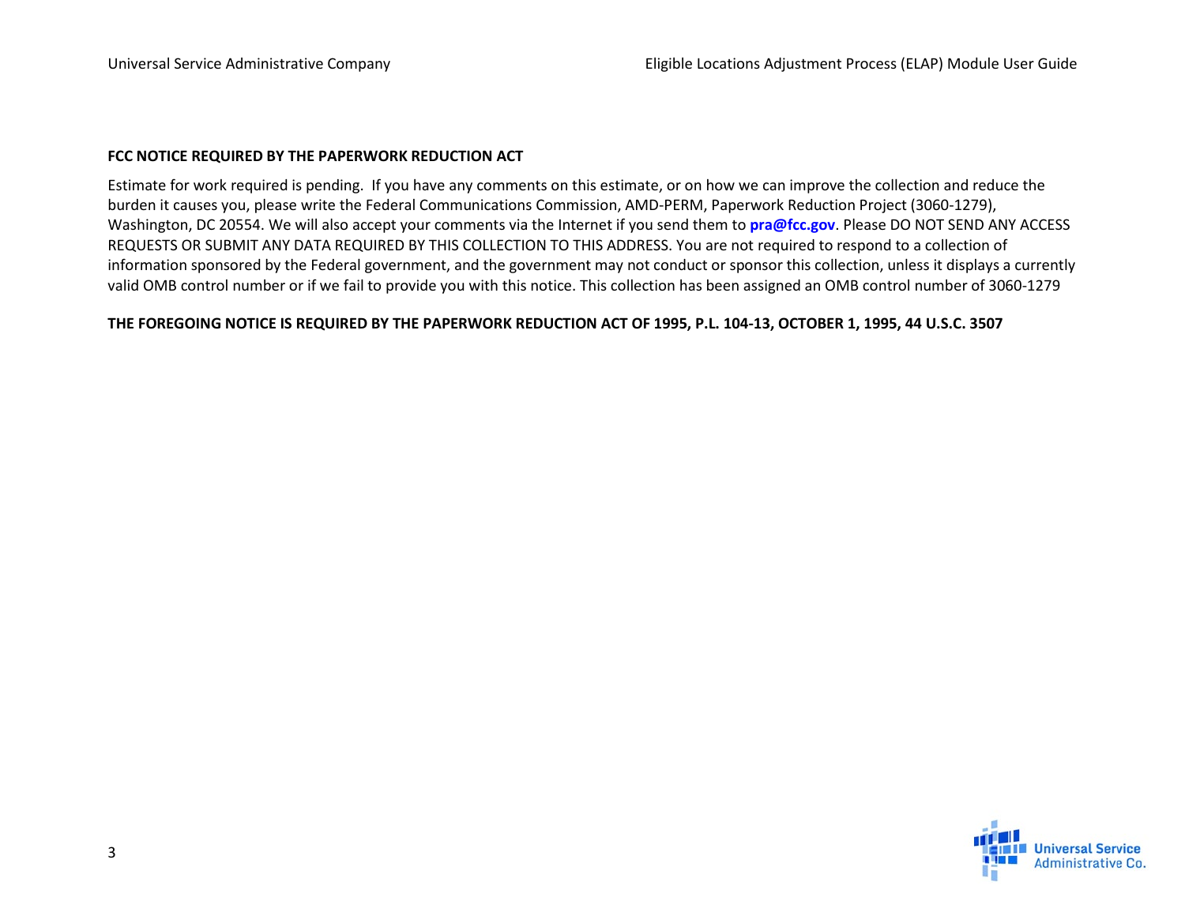**FCC NOTICE REQUIRED BY THE PAPERWORK REDUCTION ACT**

Estimate for work required is pending. If you have any comments on this estimate, or on how we can improve the collection and reduce the burden it causes you, please write the Federal Communications Commission, AMD-PERM, Paperwork Reduction Project (3060-1279), Washington, DC 20554. We will also accept your comments via the Internet if you send them to **pra@fcc.gov**. Please DO NOT SEND ANY ACCESS REQUESTS OR SUBMIT ANY DATA REQUIRED BY THIS COLLECTION TO THIS ADDRESS. You are not required to respond to a collection of information sponsored by the Federal government, and the government may not conduct or sponsor this collection, unless it displays a currently valid OMB control number or if we fail to provide you with this notice. This collection has been assigned an OMB control number of 3060-1279

**THE FOREGOING NOTICE IS REQUIRED BY THE PAPERWORK REDUCTION ACT OF 1995, P.L. 104-13, OCTOBER 1, 1995, 44 U.S.C. 3507**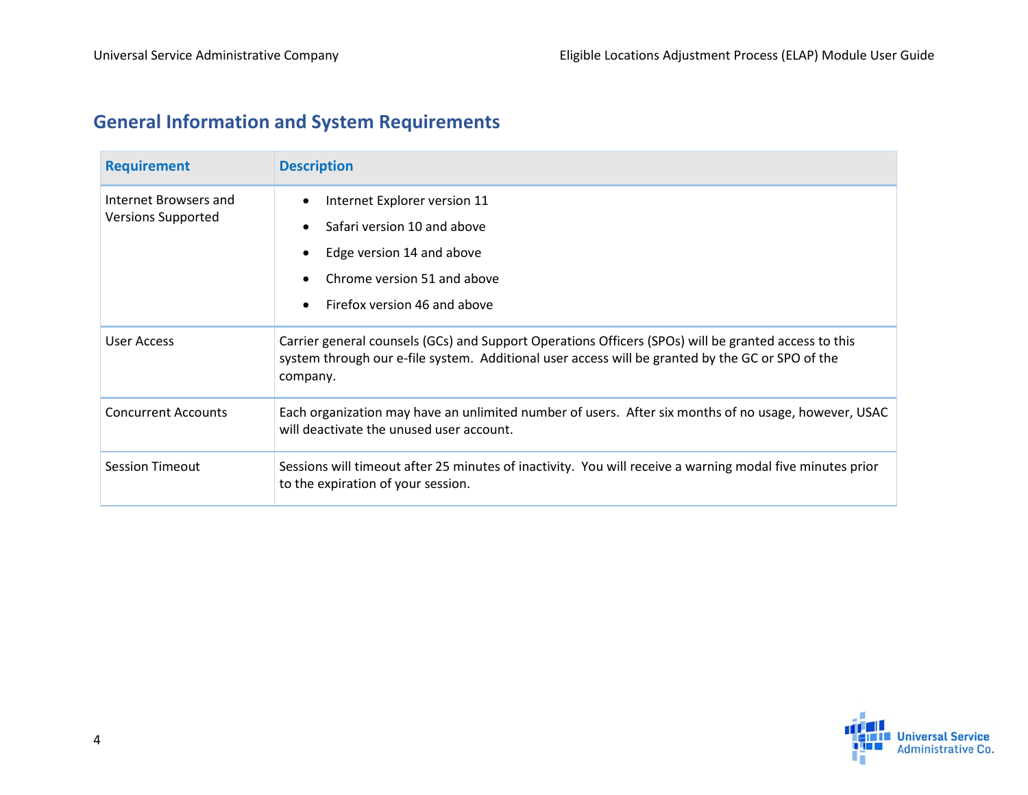## General Information and System Requirements

| Requirement | Description |
|---|---|
| Internet Browsers and Versions Supported | • Internet Explorer version 11<br>• Safari version 10 and above<br>• Edge version 14 and above<br>• Chrome version 51 and above<br>• Firefox version 46 and above |
| User Access | Carrier general counsels (GCs) and Support Operations Officers (SPOs) will be granted access to this system through our e-file system. Additional user access will be granted by the GC or SPO of the company. |
| Concurrent Accounts | Each organization may have an unlimited number of users. After six months of no usage, however, USAC will deactivate the unused user account. |
| Session Timeout | Sessions will timeout after 25 minutes of inactivity. You will receive a warning modal five minutes prior to the expiration of your session. |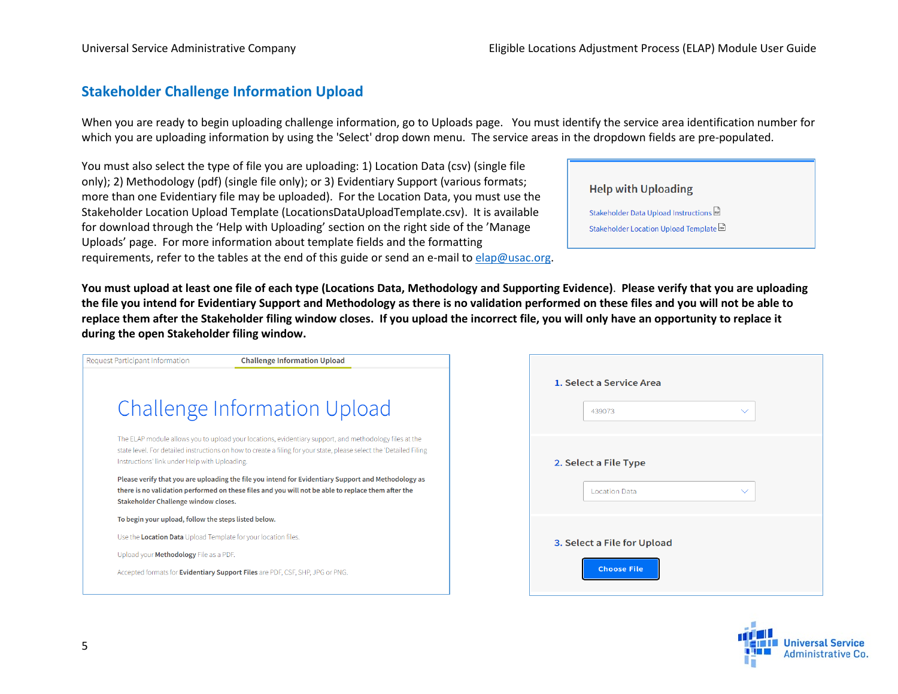## Stakeholder Challenge Information Upload

When you are ready to begin uploading challenge information, go to Uploads page. You must identify the service area identification number for which you are uploading information by using the 'Select' drop down menu. The service areas in the dropdown fields are pre-populated.

You must also select the type of file you are uploading: 1) Location Data (csv) (single file only); 2) Methodology (pdf) (single file only); or 3) Evidentiary Support (various formats; more than one Evidentiary file may be uploaded). For the Location Data, you must use the Stakeholder Location Upload Template (LocationsDataUploadTemplate.csv). It is available for download through the 'Help with Uploading' section on the right side of the 'Manage Uploads' page. For more information about template fields and the formatting requirements, refer to the tables at the end of this guide or send an e-mail to elap@usac.org.

Help with Uploading

Stakeholder Data Upload Instructions

Stakeholder Location Upload Template

**You must upload at least one file of each type (Locations Data, Methodology and Supporting Evidence). Please verify that you are uploading the file you intend for Evidentiary Support and Methodology as there is no validation performed on these files and you will not be able to replace them after the Stakeholder filing window closes. If you upload the incorrect file, you will only have an opportunity to replace it during the open Stakeholder filing window.**

Request Participant Information | Challenge Information Upload

Challenge Information Upload

The ELAP module allows you to upload your locations, evidentiary support, and methodology files at the state level. For detailed instructions on how to create a filing for your state, please select the 'Detailed Filing Instructions' link under Help with Uploading.

**Please verify that you are uploading the file you intend for Evidentiary Support and Methodology as there is no validation performed on these files and you will not be able to replace them after the Stakeholder Challenge window closes.**

**To begin your upload, follow the steps listed below.**

Use the **Location Data** Upload Template for your location files.

Upload your **Methodology** File as a PDF.

Accepted formats for **Evidentiary Support Files** are PDF, CSF, SHP, JPG or PNG.

1. Select a Service Area

439073

2. Select a File Type

Location Data

3. Select a File for Upload

Choose File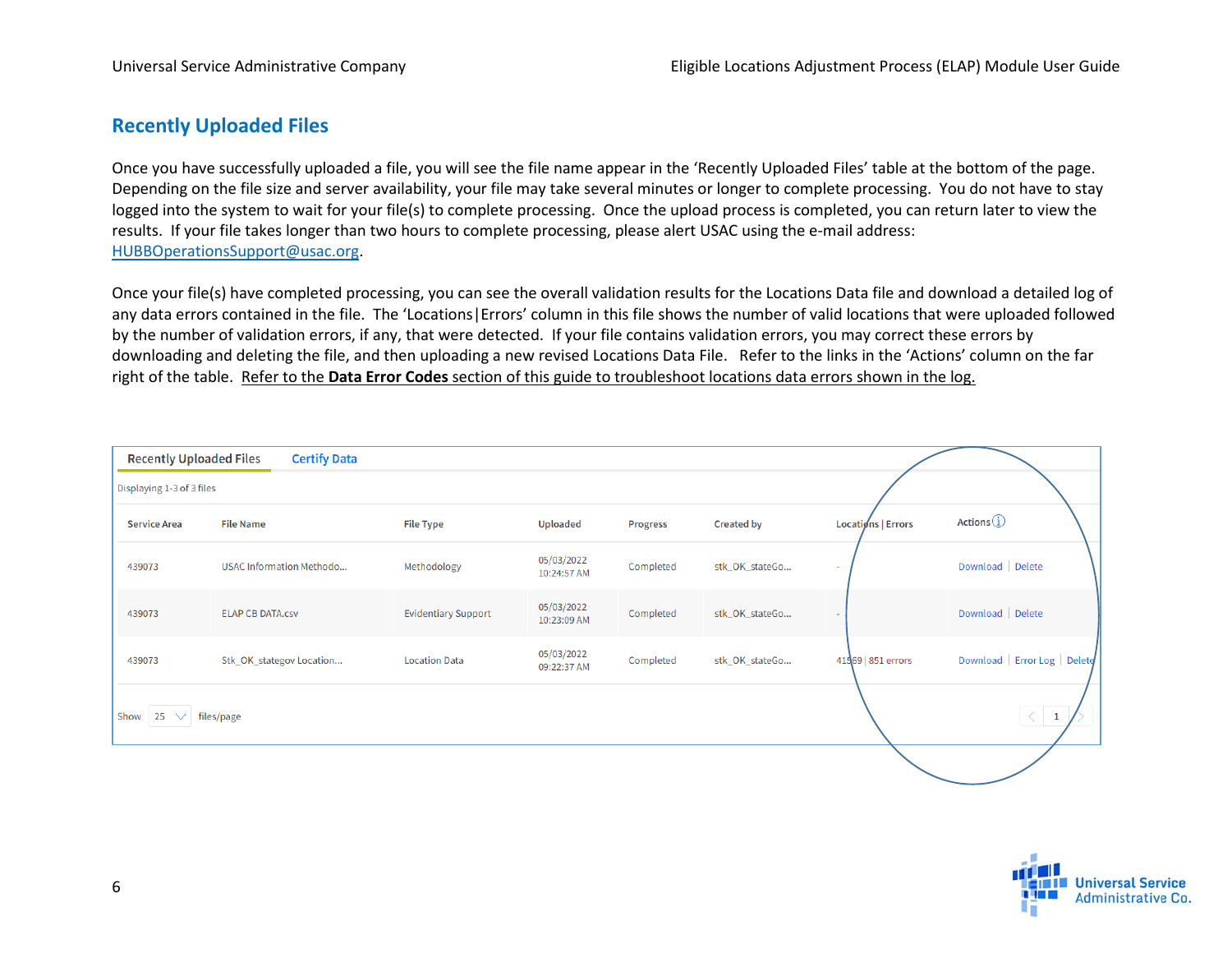## Recently Uploaded Files

Once you have successfully uploaded a file, you will see the file name appear in the 'Recently Uploaded Files' table at the bottom of the page. Depending on the file size and server availability, your file may take several minutes or longer to complete processing. You do not have to stay logged into the system to wait for your file(s) to complete processing. Once the upload process is completed, you can return later to view the results. If your file takes longer than two hours to complete processing, please alert USAC using the e-mail address: HUBBOperationsSupport@usac.org.

Once your file(s) have completed processing, you can see the overall validation results for the Locations Data file and download a detailed log of any data errors contained in the file. The 'Locations|Errors' column in this file shows the number of valid locations that were uploaded followed by the number of validation errors, if any, that were detected. If your file contains validation errors, you may correct these errors by downloading and deleting the file, and then uploading a new revised Locations Data File. Refer to the links in the 'Actions' column on the far right of the table. Refer to the **Data Error Codes** section of this guide to troubleshoot locations data errors shown in the log.

Recently Uploaded Files | Certify Data

Displaying 1-3 of 3 files

| Service Area | File Name | File Type | Uploaded | Progress | Created by | Locations \| Errors | Actions |
|---|---|---|---|---|---|---|---|
| 439073 | USAC Information Methodo... | Methodology | 05/03/2022 10:24:57 AM | Completed | stk_OK_stateGo... | - | Download \| Delete |
| 439073 | ELAP CB DATA.csv | Evidentiary Support | 05/03/2022 10:23:09 AM | Completed | stk_OK_stateGo... | - | Download \| Delete |
| 439073 | Stk_OK_stategov Location... | Location Data | 05/03/2022 09:22:37 AM | Completed | stk_OK_stateGo... | 41569 \| 851 errors | Download \| Error Log \| Delete |

Show 25 files/page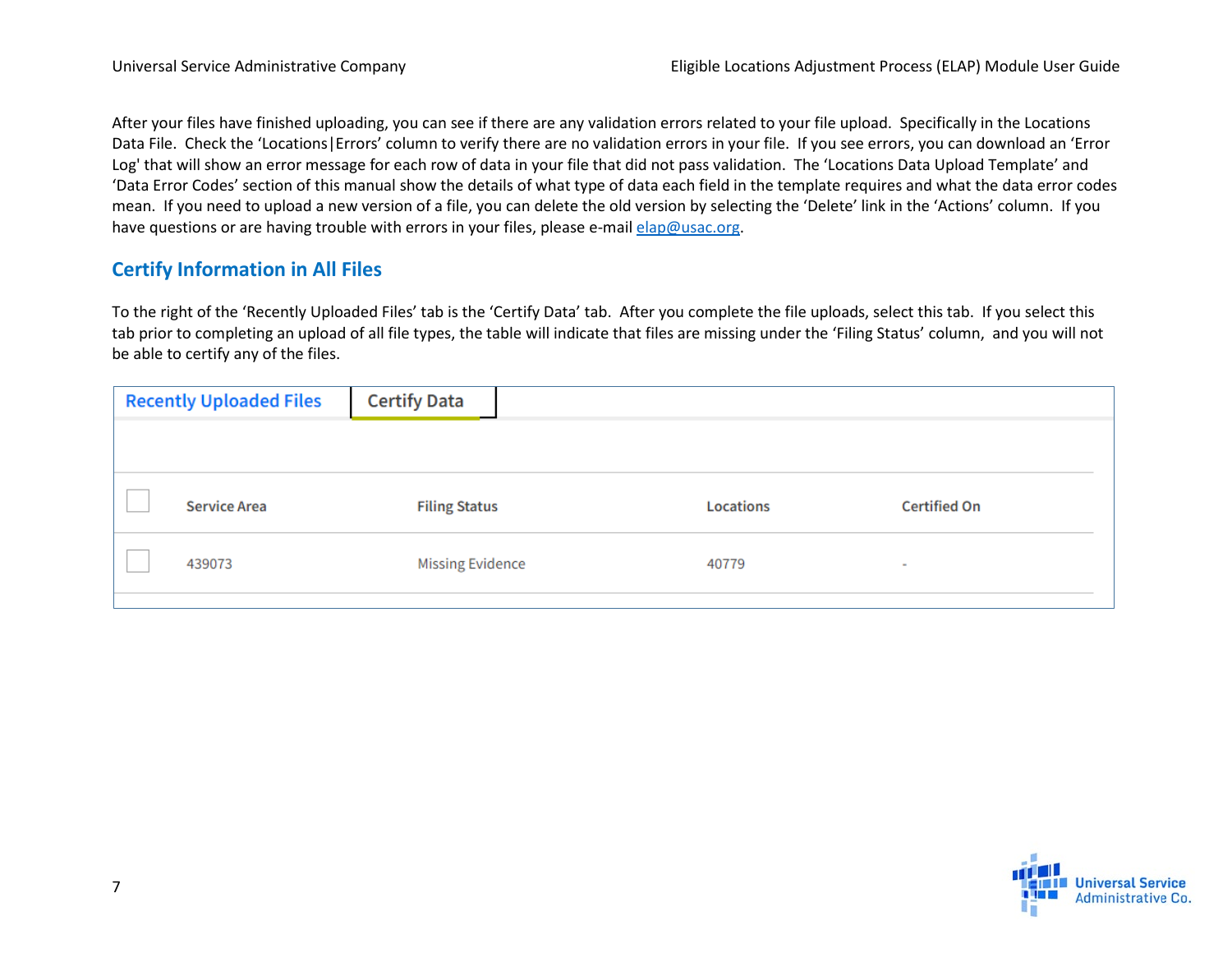After your files have finished uploading, you can see if there are any validation errors related to your file upload. Specifically in the Locations Data File. Check the 'Locations|Errors' column to verify there are no validation errors in your file. If you see errors, you can download an 'Error Log' that will show an error message for each row of data in your file that did not pass validation. The 'Locations Data Upload Template' and 'Data Error Codes' section of this manual show the details of what type of data each field in the template requires and what the data error codes mean. If you need to upload a new version of a file, you can delete the old version by selecting the 'Delete' link in the 'Actions' column. If you have questions or are having trouble with errors in your files, please e-mail elap@usac.org.

## Certify Information in All Files

To the right of the 'Recently Uploaded Files' tab is the 'Certify Data' tab. After you complete the file uploads, select this tab. If you select this tab prior to completing an upload of all file types, the table will indicate that files are missing under the 'Filing Status' column, and you will not be able to certify any of the files.

Recently Uploaded Files | Certify Data

| ☐ | Service Area | Filing Status | Locations | Certified On |
|---|---|---|---|---|
| ☐ | 439073 | Missing Evidence | 40779 | - |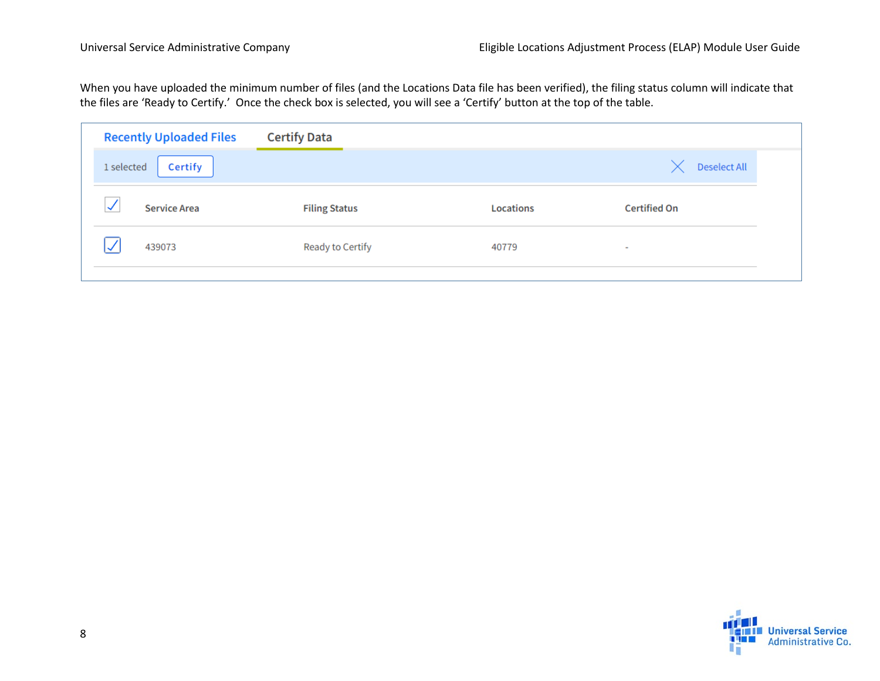When you have uploaded the minimum number of files (and the Locations Data file has been verified), the filing status column will indicate that the files are 'Ready to Certify.' Once the check box is selected, you will see a 'Certify' button at the top of the table.

Recently Uploaded Files | Certify Data

1 selected | Certify | Deselect All

| ☑ | Service Area | Filing Status | Locations | Certified On |
|---|---|---|---|---|
| ☑ | 439073 | Ready to Certify | 40779 | - |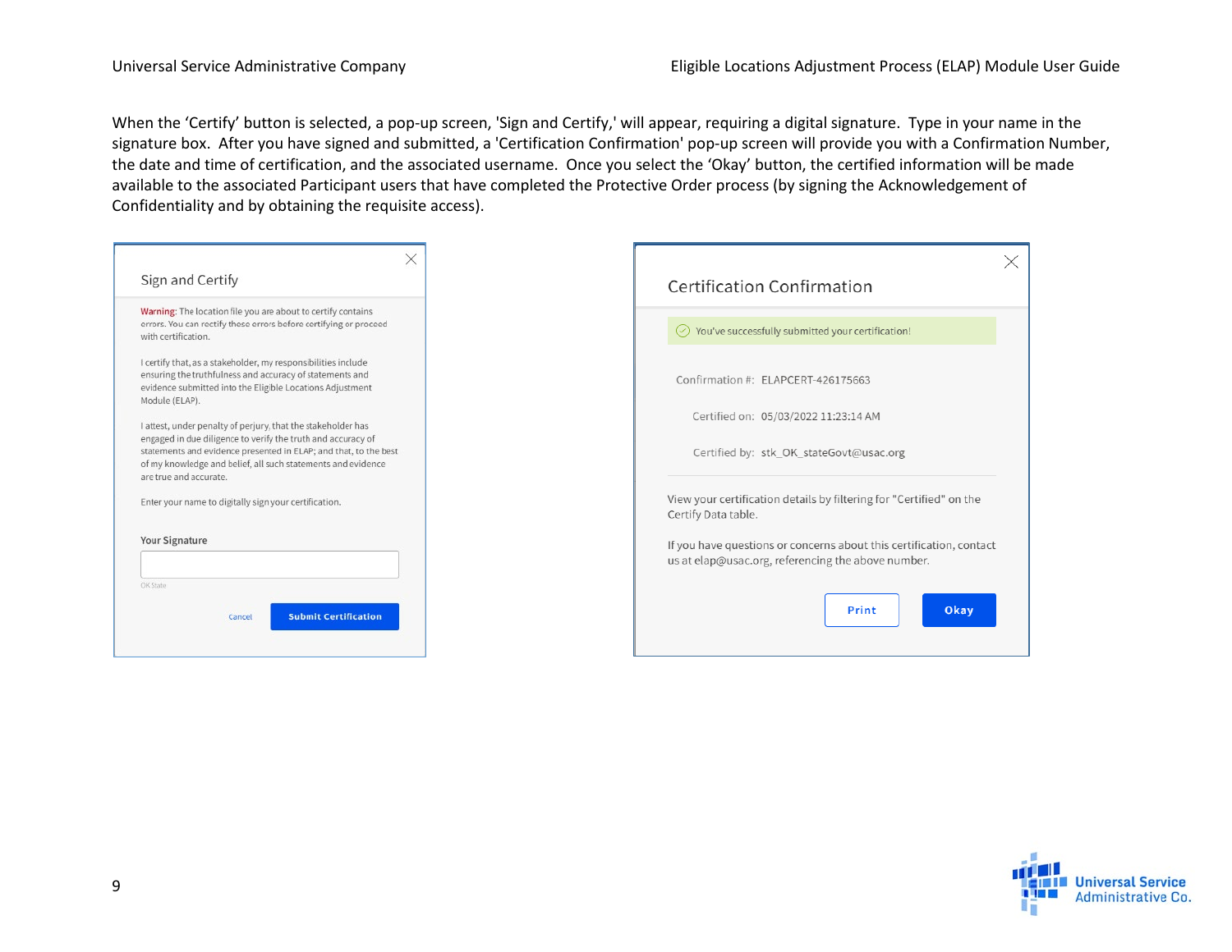When the 'Certify' button is selected, a pop-up screen, 'Sign and Certify,' will appear, requiring a digital signature. Type in your name in the signature box. After you have signed and submitted, a 'Certification Confirmation' pop-up screen will provide you with a Confirmation Number, the date and time of certification, and the associated username. Once you select the 'Okay' button, the certified information will be made available to the associated Participant users that have completed the Protective Order process (by signing the Acknowledgement of Confidentiality and by obtaining the requisite access).

Sign and Certify

Warning: The location file you are about to certify contains errors. You can rectify these errors before certifying or proceed with certification.

I certify that, as a stakeholder, my responsibilities include ensuring the truthfulness and accuracy of statements and evidence submitted into the Eligible Locations Adjustment Module (ELAP).

I attest, under penalty of perjury, that the stakeholder has engaged in due diligence to verify the truth and accuracy of statements and evidence presented in ELAP; and that, to the best of my knowledge and belief, all such statements and evidence are true and accurate.

Enter your name to digitally sign your certification.

Your Signature

OK State

Cancel

Submit Certification

Certification Confirmation

You've successfully submitted your certification!

Confirmation #: ELAPCERT-426175663

Certified on: 05/03/2022 11:23:14 AM

Certified by: stk_OK_stateGovt@usac.org

View your certification details by filtering for "Certified" on the Certify Data table.

If you have questions or concerns about this certification, contact us at elap@usac.org, referencing the above number.

Print

Okay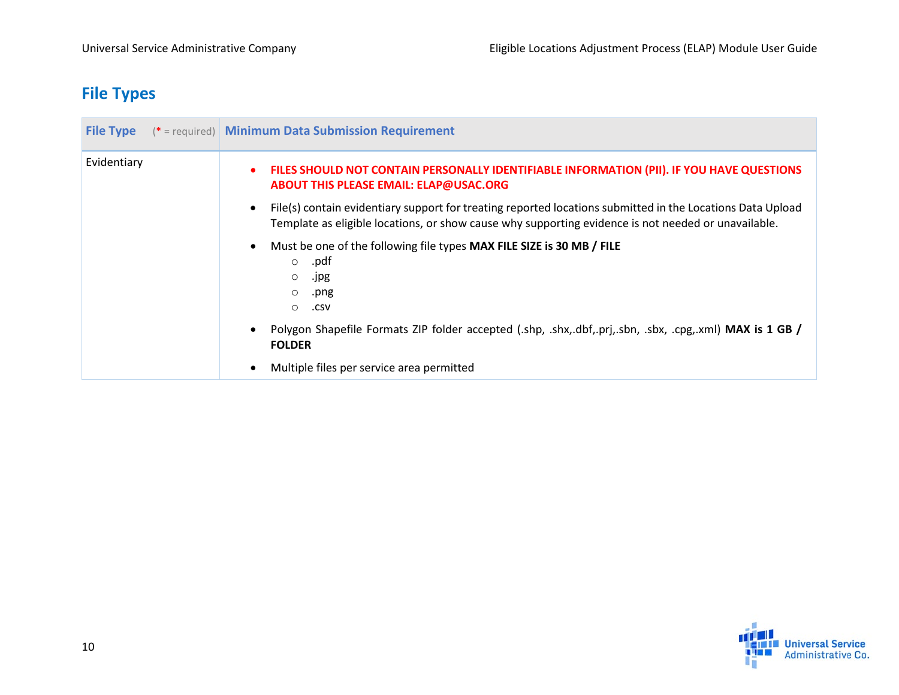## File Types

| File Type (* = required) | Minimum Data Submission Requirement |
|---|---|
| Evidentiary | • **FILES SHOULD NOT CONTAIN PERSONALLY IDENTIFIABLE INFORMATION (PII). IF YOU HAVE QUESTIONS ABOUT THIS PLEASE EMAIL: ELAP@USAC.ORG**<br>• File(s) contain evidentiary support for treating reported locations submitted in the Locations Data Upload Template as eligible locations, or show cause why supporting evidence is not needed or unavailable.<br>• Must be one of the following file types **MAX FILE SIZE is 30 MB / FILE**<br>&nbsp;&nbsp;&nbsp;&nbsp;○ .pdf<br>&nbsp;&nbsp;&nbsp;&nbsp;○ .jpg<br>&nbsp;&nbsp;&nbsp;&nbsp;○ .png<br>&nbsp;&nbsp;&nbsp;&nbsp;○ .csv<br>• Polygon Shapefile Formats ZIP folder accepted (.shp, .shx,.dbf,.prj,.sbn, .sbx, .cpg,.xml) **MAX is 1 GB / FOLDER**<br>• Multiple files per service area permitted |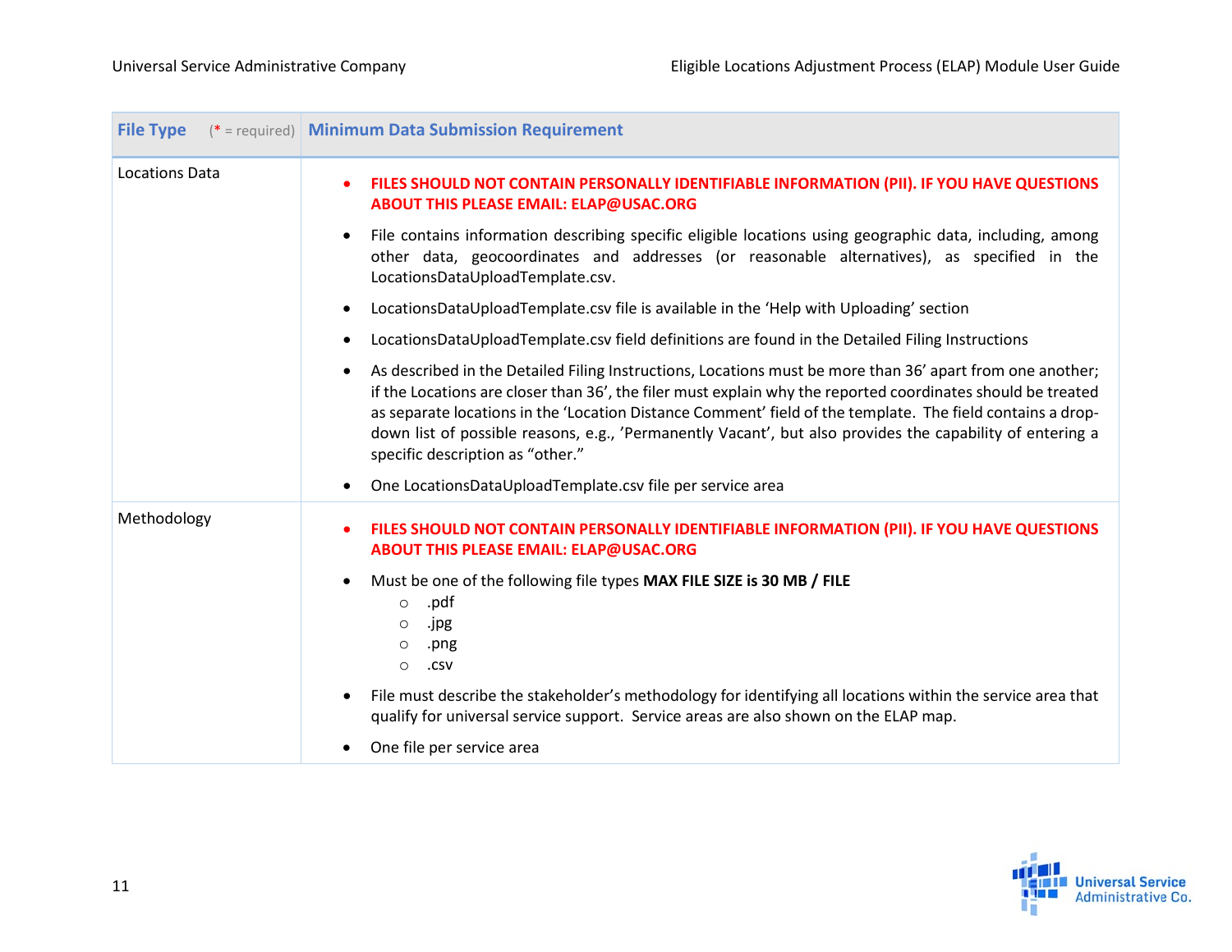| **File Type** (* = required) | **Minimum Data Submission Requirement** |
|---|---|
| Locations Data | • **FILES SHOULD NOT CONTAIN PERSONALLY IDENTIFIABLE INFORMATION (PII). IF YOU HAVE QUESTIONS ABOUT THIS PLEASE EMAIL: ELAP@USAC.ORG**<br>• File contains information describing specific eligible locations using geographic data, including, among other data, geocoordinates and addresses (or reasonable alternatives), as specified in the LocationsDataUploadTemplate.csv.<br>• LocationsDataUploadTemplate.csv file is available in the 'Help with Uploading' section<br>• LocationsDataUploadTemplate.csv field definitions are found in the Detailed Filing Instructions<br>• As described in the Detailed Filing Instructions, Locations must be more than 36' apart from one another; if the Locations are closer than 36', the filer must explain why the reported coordinates should be treated as separate locations in the 'Location Distance Comment' field of the template. The field contains a drop-down list of possible reasons, e.g., 'Permanently Vacant', but also provides the capability of entering a specific description as "other."<br>• One LocationsDataUploadTemplate.csv file per service area |
| Methodology | • **FILES SHOULD NOT CONTAIN PERSONALLY IDENTIFIABLE INFORMATION (PII). IF YOU HAVE QUESTIONS ABOUT THIS PLEASE EMAIL: ELAP@USAC.ORG**<br>• Must be one of the following file types **MAX FILE SIZE is 30 MB / FILE**<br>&nbsp;&nbsp;&nbsp;&nbsp;○ .pdf<br>&nbsp;&nbsp;&nbsp;&nbsp;○ .jpg<br>&nbsp;&nbsp;&nbsp;&nbsp;○ .png<br>&nbsp;&nbsp;&nbsp;&nbsp;○ .csv<br>• File must describe the stakeholder's methodology for identifying all locations within the service area that qualify for universal service support. Service areas are also shown on the ELAP map.<br>• One file per service area |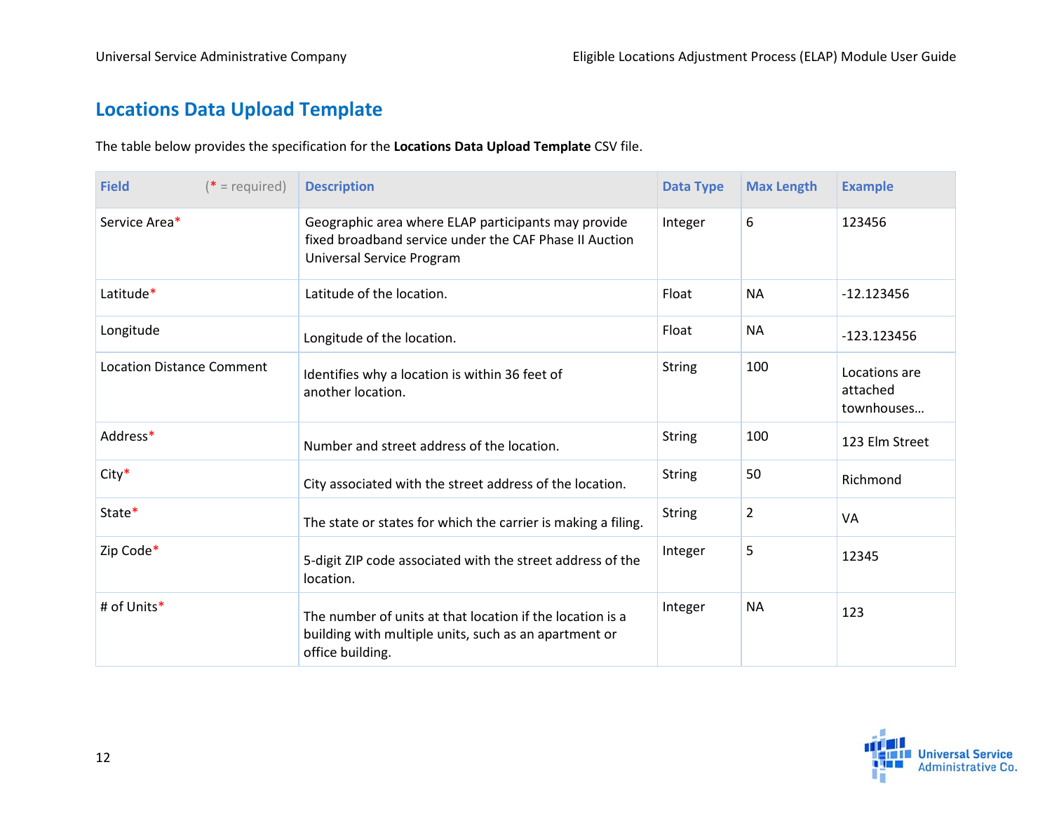## Locations Data Upload Template

The table below provides the specification for the **Locations Data Upload Template** CSV file.

| Field (* = required) | Description | Data Type | Max Length | Example |
|---|---|---|---|---|
| Service Area* | Geographic area where ELAP participants may provide fixed broadband service under the CAF Phase II Auction Universal Service Program | Integer | 6 | 123456 |
| Latitude* | Latitude of the location. | Float | NA | -12.123456 |
| Longitude | Longitude of the location. | Float | NA | -123.123456 |
| Location Distance Comment | Identifies why a location is within 36 feet of another location. | String | 100 | Locations are attached townhouses… |
| Address* | Number and street address of the location. | String | 100 | 123 Elm Street |
| City* | City associated with the street address of the location. | String | 50 | Richmond |
| State* | The state or states for which the carrier is making a filing. | String | 2 | VA |
| Zip Code* | 5-digit ZIP code associated with the street address of the location. | Integer | 5 | 12345 |
| # of Units* | The number of units at that location if the location is a building with multiple units, such as an apartment or office building. | Integer | NA | 123 |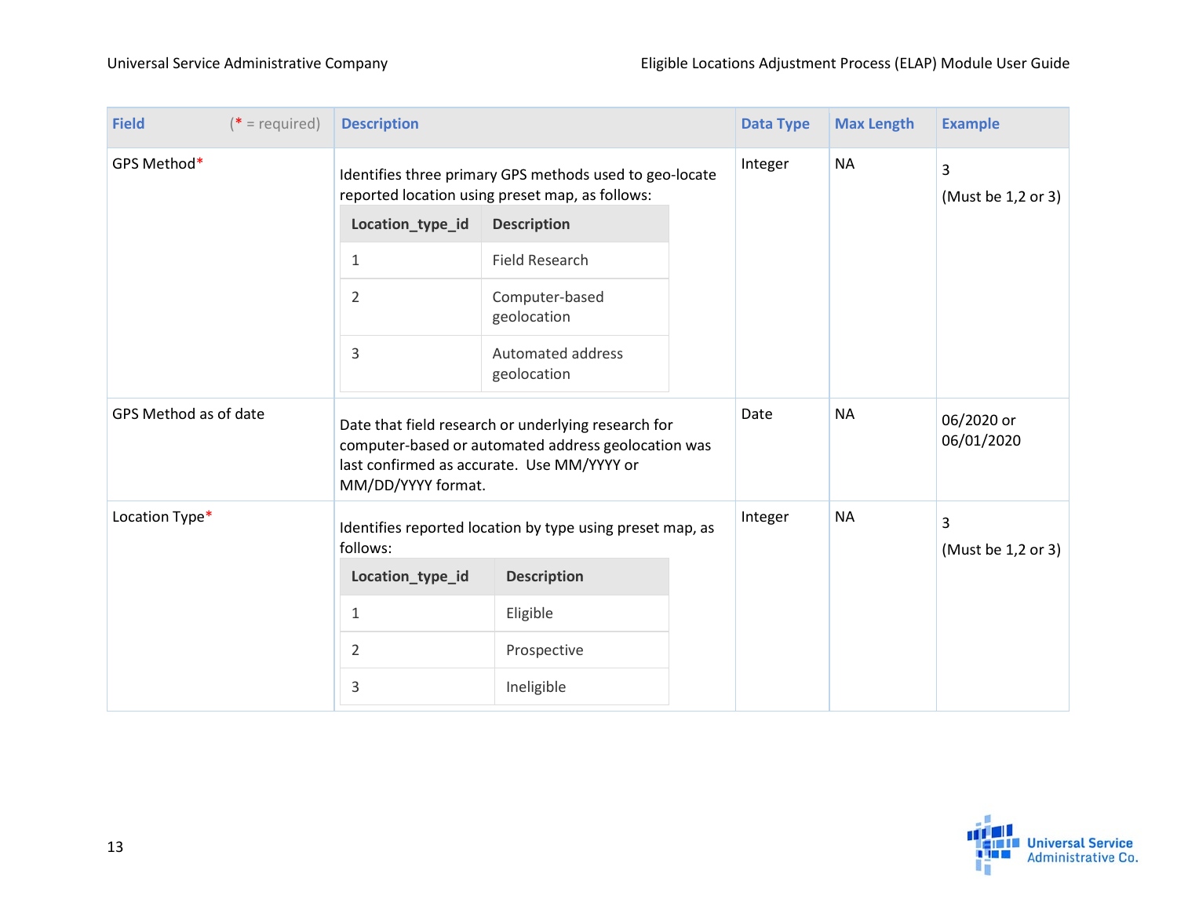| Field (* = required) | Description | Data Type | Max Length | Example |
|---|---|---|---|---|
| GPS Method* | Identifies three primary GPS methods used to geo-locate reported location using preset map, as follows:<br>**Location_type_id** – **Description**<br>1 – Field Research<br>2 – Computer-based geolocation<br>3 – Automated address geolocation | Integer | NA | 3<br>(Must be 1,2 or 3) |
| GPS Method as of date | Date that field research or underlying research for computer-based or automated address geolocation was last confirmed as accurate. Use MM/YYYY or MM/DD/YYYY format. | Date | NA | 06/2020 or 06/01/2020 |
| Location Type* | Identifies reported location by type using preset map, as follows:<br>**Location_type_id** – **Description**<br>1 – Eligible<br>2 – Prospective<br>3 – Ineligible | Integer | NA | 3<br>(Must be 1,2 or 3) |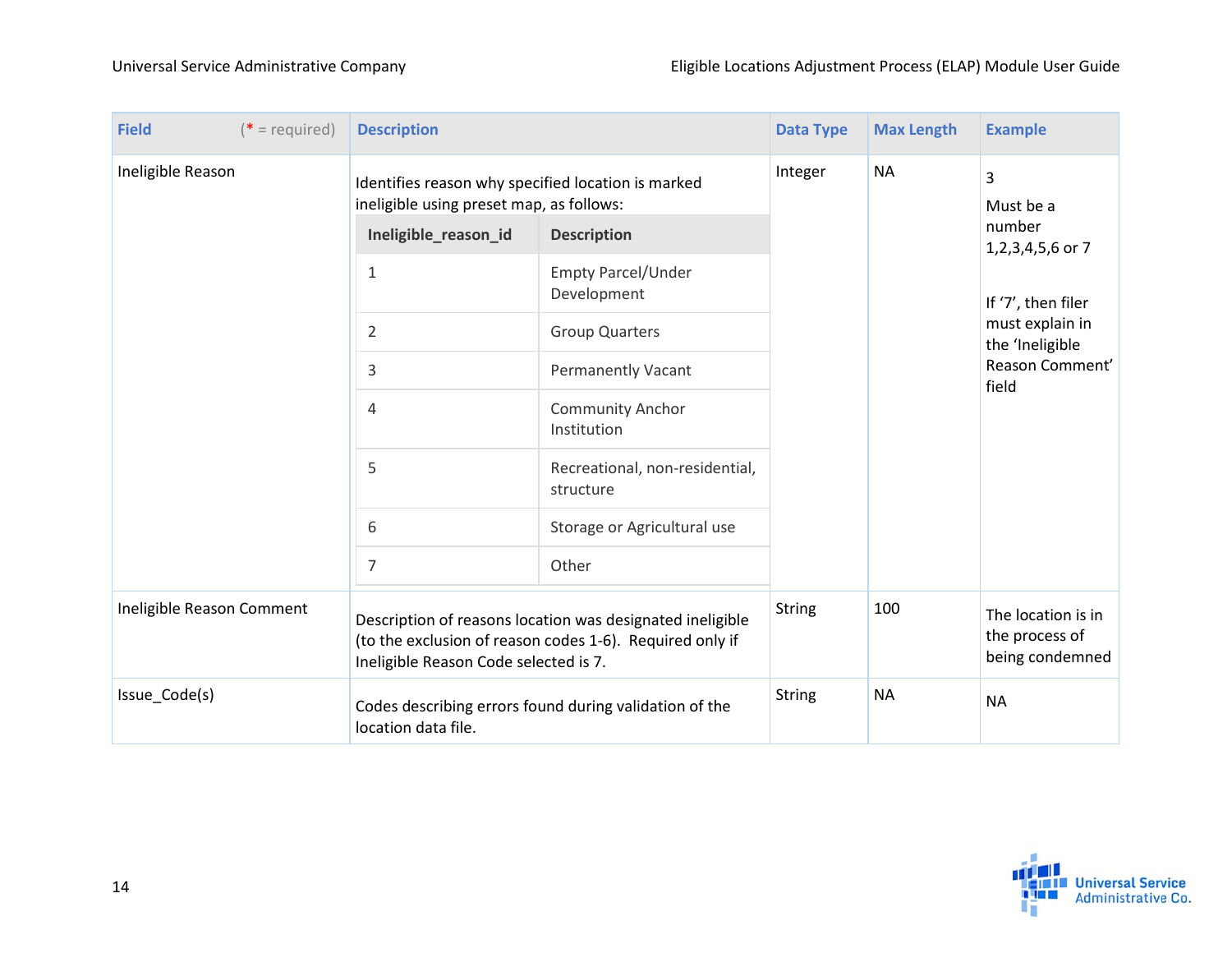| Field (* = required) | Description | Data Type | Max Length | Example |
|---|---|---|---|---|
| Ineligible Reason | Identifies reason why specified location is marked ineligible using preset map, as follows:<br>**Ineligible_reason_id** – **Description**<br>1 – Empty Parcel/Under Development<br>2 – Group Quarters<br>3 – Permanently Vacant<br>4 – Community Anchor Institution<br>5 – Recreational, non-residential, structure<br>6 – Storage or Agricultural use<br>7 – Other | Integer | NA | 3<br>Must be a number 1,2,3,4,5,6 or 7<br><br>If '7', then filer must explain in the 'Ineligible Reason Comment' field |
| Ineligible Reason Comment | Description of reasons location was designated ineligible (to the exclusion of reason codes 1-6). Required only if Ineligible Reason Code selected is 7. | String | 100 | The location is in the process of being condemned |
| Issue_Code(s) | Codes describing errors found during validation of the location data file. | String | NA | NA |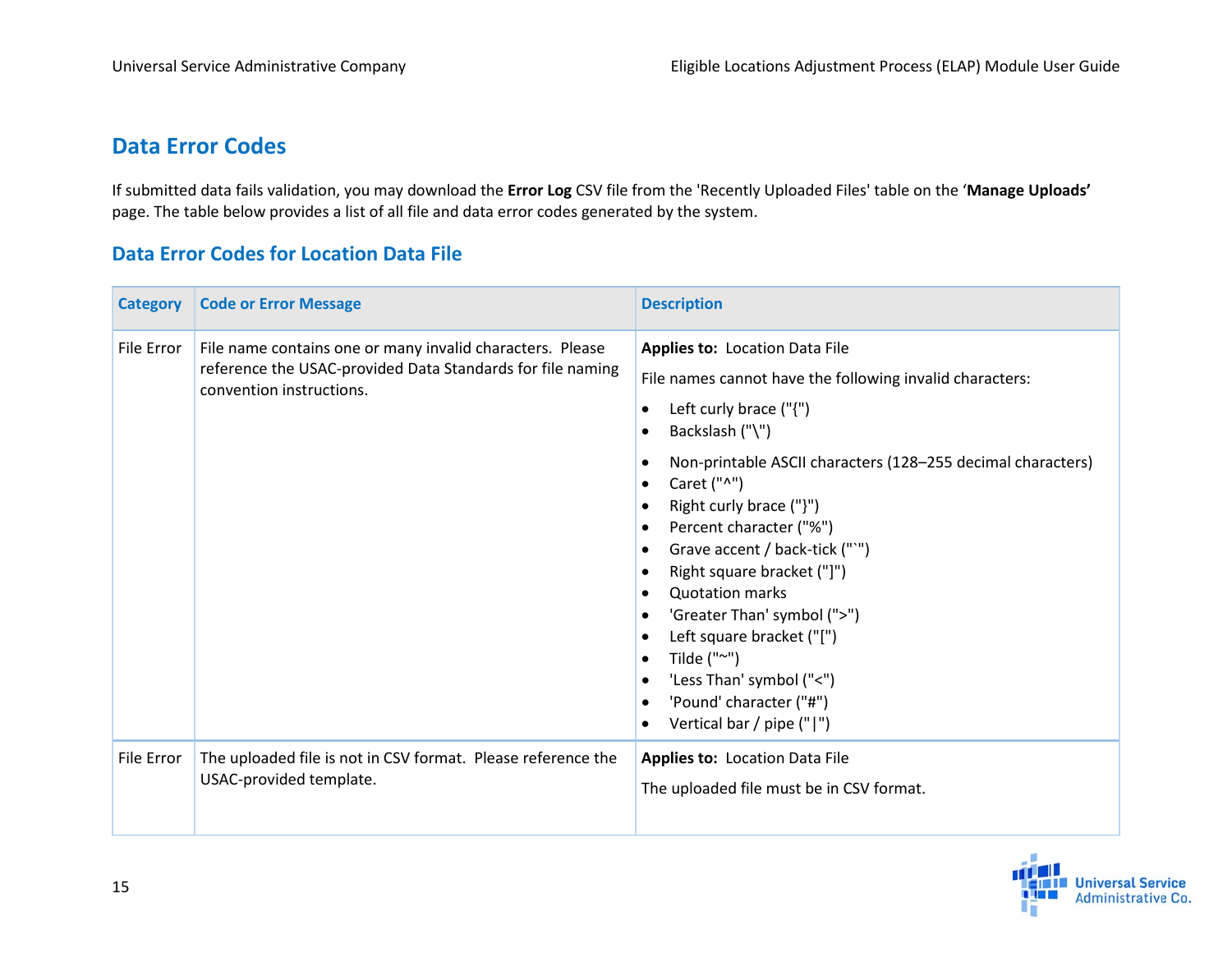## Data Error Codes

If submitted data fails validation, you may download the **Error Log** CSV file from the 'Recently Uploaded Files' table on the '**Manage Uploads'** page. The table below provides a list of all file and data error codes generated by the system.

### Data Error Codes for Location Data File

| Category | Code or Error Message | Description |
|---|---|---|
| File Error | File name contains one or many invalid characters. Please reference the USAC-provided Data Standards for file naming convention instructions. | **Applies to:** Location Data File<br><br>File names cannot have the following invalid characters:<br><br>• Left curly brace ("{")<br>• Backslash ("\")<br>• Non-printable ASCII characters (128–255 decimal characters)<br>• Caret ("^")<br>• Right curly brace ("}")<br>• Percent character ("%")<br>• Grave accent / back-tick ("`")<br>• Right square bracket ("]")<br>• Quotation marks<br>• 'Greater Than' symbol (">")<br>• Left square bracket ("[")<br>• Tilde ("~")<br>• 'Less Than' symbol ("<")<br>• 'Pound' character ("#")<br>• Vertical bar / pipe ("&#124;") |
| File Error | The uploaded file is not in CSV format. Please reference the USAC-provided template. | **Applies to:** Location Data File<br><br>The uploaded file must be in CSV format. |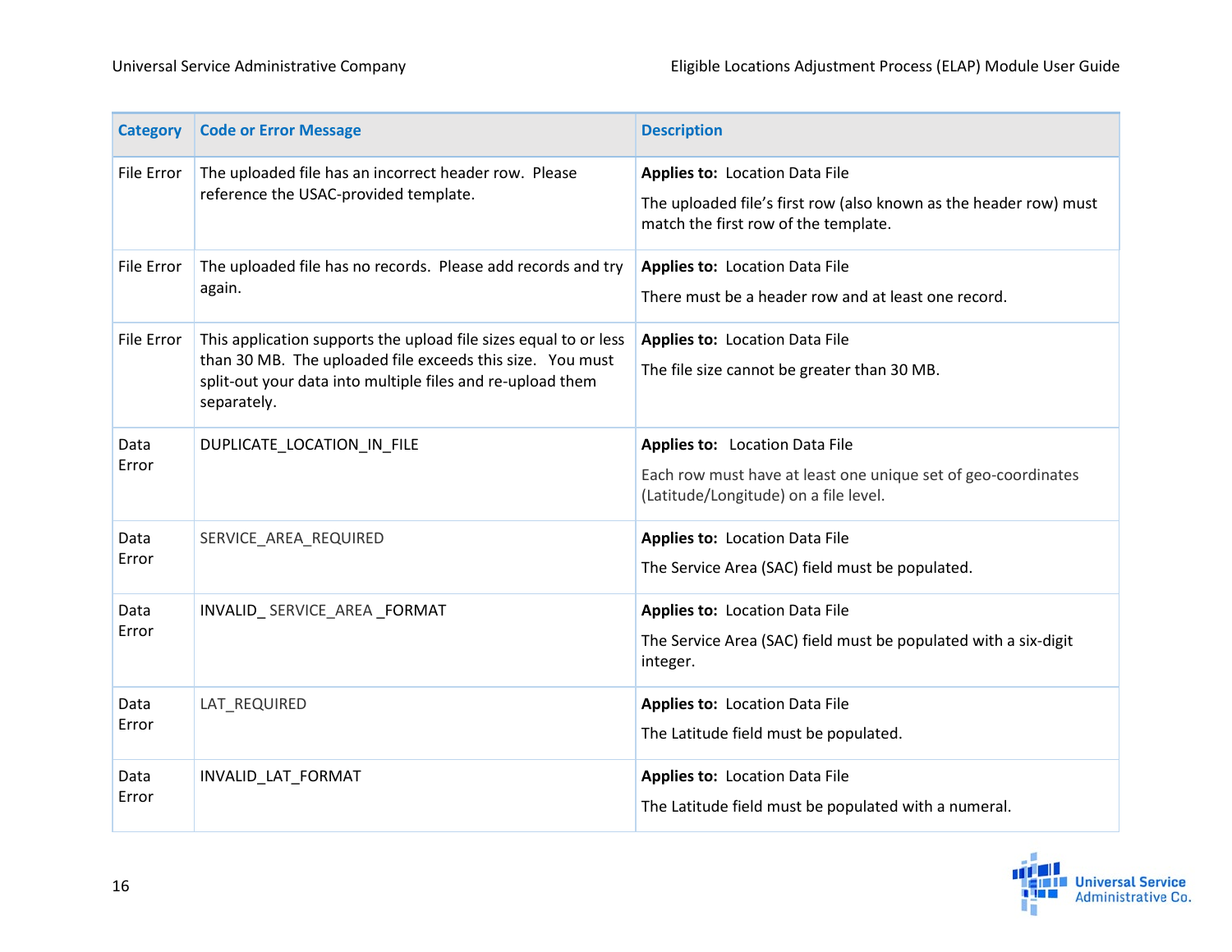| Category | Code or Error Message | Description |
|---|---|---|
| File Error | The uploaded file has an incorrect header row. Please reference the USAC-provided template. | **Applies to:** Location Data File<br>The uploaded file's first row (also known as the header row) must match the first row of the template. |
| File Error | The uploaded file has no records. Please add records and try again. | **Applies to:** Location Data File<br>There must be a header row and at least one record. |
| File Error | This application supports the upload file sizes equal to or less than 30 MB. The uploaded file exceeds this size. You must split-out your data into multiple files and re-upload them separately. | **Applies to:** Location Data File<br>The file size cannot be greater than 30 MB. |
| Data Error | DUPLICATE_LOCATION_IN_FILE | **Applies to:** Location Data File<br>Each row must have at least one unique set of geo-coordinates (Latitude/Longitude) on a file level. |
| Data Error | SERVICE_AREA_REQUIRED | **Applies to:** Location Data File<br>The Service Area (SAC) field must be populated. |
| Data Error | INVALID_ SERVICE_AREA _FORMAT | **Applies to:** Location Data File<br>The Service Area (SAC) field must be populated with a six-digit integer. |
| Data Error | LAT_REQUIRED | **Applies to:** Location Data File<br>The Latitude field must be populated. |
| Data Error | INVALID_LAT_FORMAT | **Applies to:** Location Data File<br>The Latitude field must be populated with a numeral. |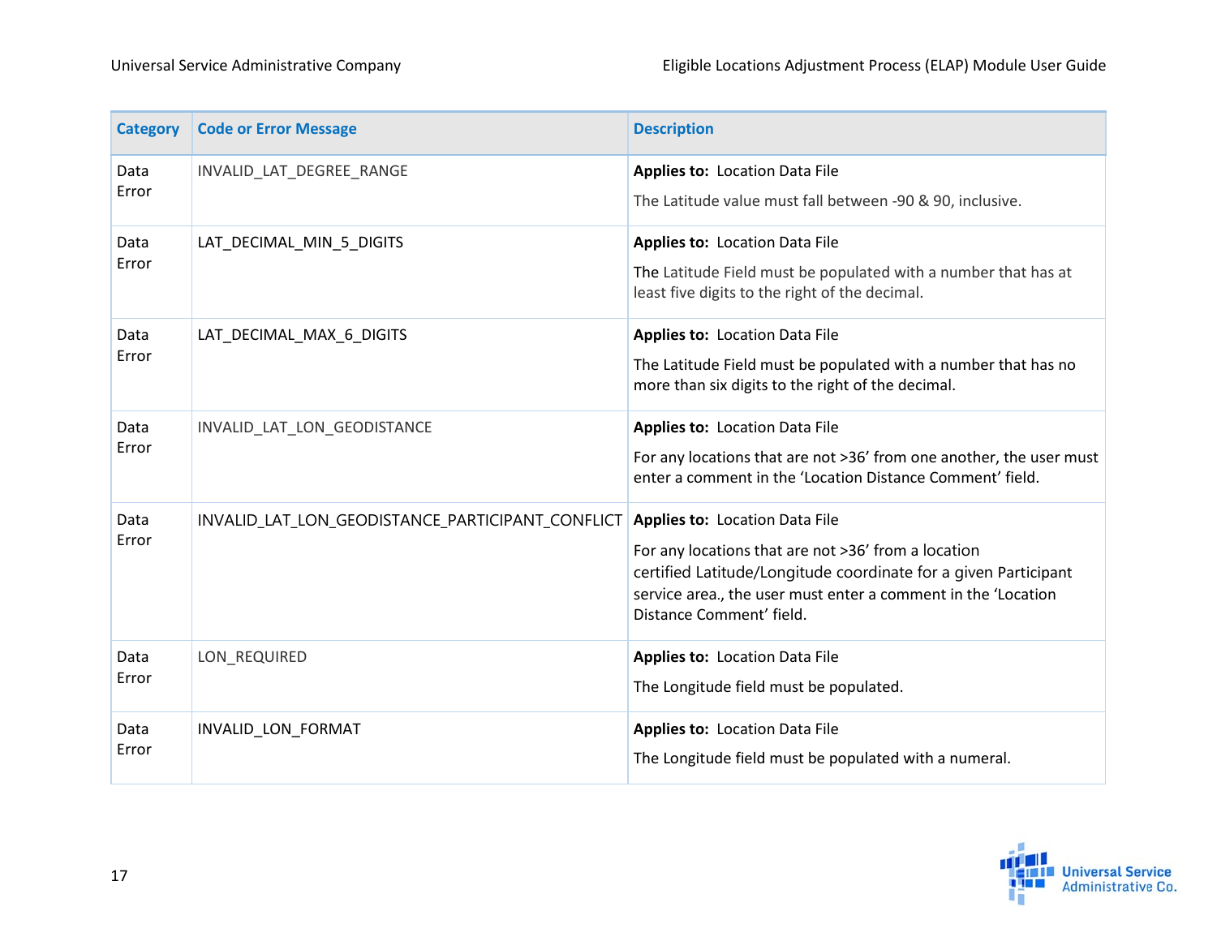| Category | Code or Error Message | Description |
| --- | --- | --- |
| Data Error | INVALID_LAT_DEGREE_RANGE | **Applies to:** Location Data File<br><br>The Latitude value must fall between -90 & 90, inclusive. |
| Data Error | LAT_DECIMAL_MIN_5_DIGITS | **Applies to:** Location Data File<br><br>The Latitude Field must be populated with a number that has at least five digits to the right of the decimal. |
| Data Error | LAT_DECIMAL_MAX_6_DIGITS | **Applies to:** Location Data File<br><br>The Latitude Field must be populated with a number that has no more than six digits to the right of the decimal. |
| Data Error | INVALID_LAT_LON_GEODISTANCE | **Applies to:** Location Data File<br><br>For any locations that are not >36' from one another, the user must enter a comment in the 'Location Distance Comment' field. |
| Data Error | INVALID_LAT_LON_GEODISTANCE_PARTICIPANT_CONFLICT | **Applies to:** Location Data File<br><br>For any locations that are not >36' from a location certified Latitude/Longitude coordinate for a given Participant service area., the user must enter a comment in the 'Location Distance Comment' field. |
| Data Error | LON_REQUIRED | **Applies to:** Location Data File<br><br>The Longitude field must be populated. |
| Data Error | INVALID_LON_FORMAT | **Applies to:** Location Data File<br><br>The Longitude field must be populated with a numeral. |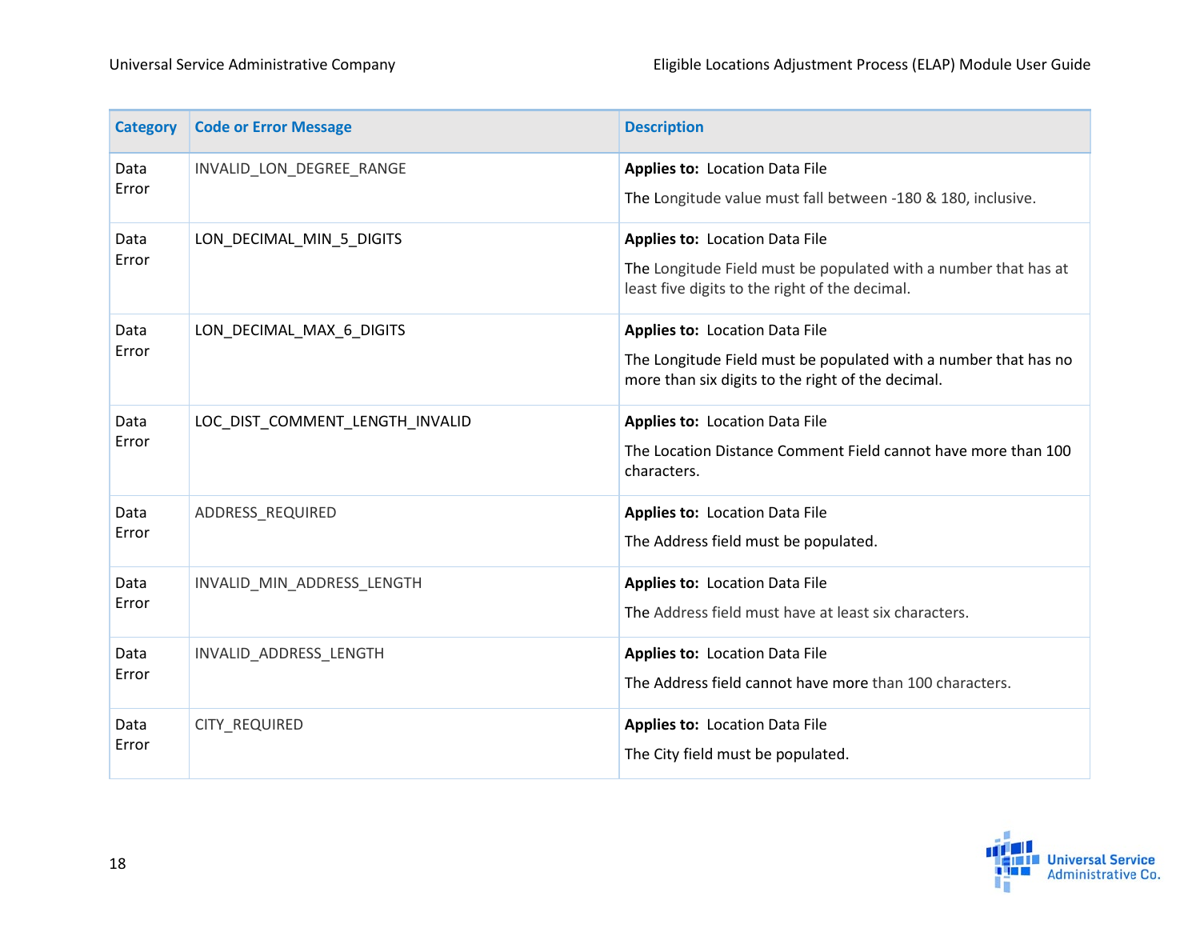| Category | Code or Error Message | Description |
| --- | --- | --- |
| Data Error | INVALID_LON_DEGREE_RANGE | **Applies to:** Location Data File<br><br>The Longitude value must fall between -180 & 180, inclusive. |
| Data Error | LON_DECIMAL_MIN_5_DIGITS | **Applies to:** Location Data File<br><br>The Longitude Field must be populated with a number that has at least five digits to the right of the decimal. |
| Data Error | LON_DECIMAL_MAX_6_DIGITS | **Applies to:** Location Data File<br><br>The Longitude Field must be populated with a number that has no more than six digits to the right of the decimal. |
| Data Error | LOC_DIST_COMMENT_LENGTH_INVALID | **Applies to:** Location Data File<br><br>The Location Distance Comment Field cannot have more than 100 characters. |
| Data Error | ADDRESS_REQUIRED | **Applies to:** Location Data File<br><br>The Address field must be populated. |
| Data Error | INVALID_MIN_ADDRESS_LENGTH | **Applies to:** Location Data File<br><br>The Address field must have at least six characters. |
| Data Error | INVALID_ADDRESS_LENGTH | **Applies to:** Location Data File<br><br>The Address field cannot have more than 100 characters. |
| Data Error | CITY_REQUIRED | **Applies to:** Location Data File<br><br>The City field must be populated. |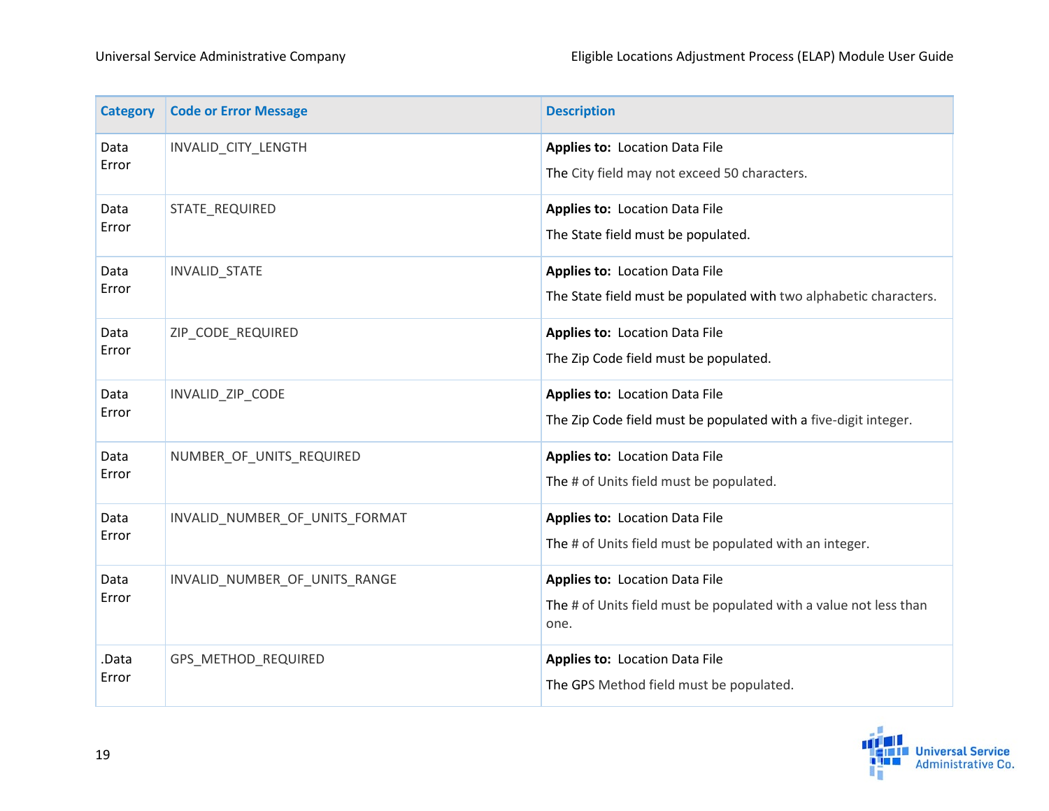| Category | Code or Error Message | Description |
| --- | --- | --- |
| Data Error | INVALID_CITY_LENGTH | **Applies to:** Location Data File<br>The City field may not exceed 50 characters. |
| Data Error | STATE_REQUIRED | **Applies to:** Location Data File<br>The State field must be populated. |
| Data Error | INVALID_STATE | **Applies to:** Location Data File<br>The State field must be populated with two alphabetic characters. |
| Data Error | ZIP_CODE_REQUIRED | **Applies to:** Location Data File<br>The Zip Code field must be populated. |
| Data Error | INVALID_ZIP_CODE | **Applies to:** Location Data File<br>The Zip Code field must be populated with a five-digit integer. |
| Data Error | NUMBER_OF_UNITS_REQUIRED | **Applies to:** Location Data File<br>The # of Units field must be populated. |
| Data Error | INVALID_NUMBER_OF_UNITS_FORMAT | **Applies to:** Location Data File<br>The # of Units field must be populated with an integer. |
| Data Error | INVALID_NUMBER_OF_UNITS_RANGE | **Applies to:** Location Data File<br>The # of Units field must be populated with a value not less than one. |
| .Data Error | GPS_METHOD_REQUIRED | **Applies to:** Location Data File<br>The GPS Method field must be populated. |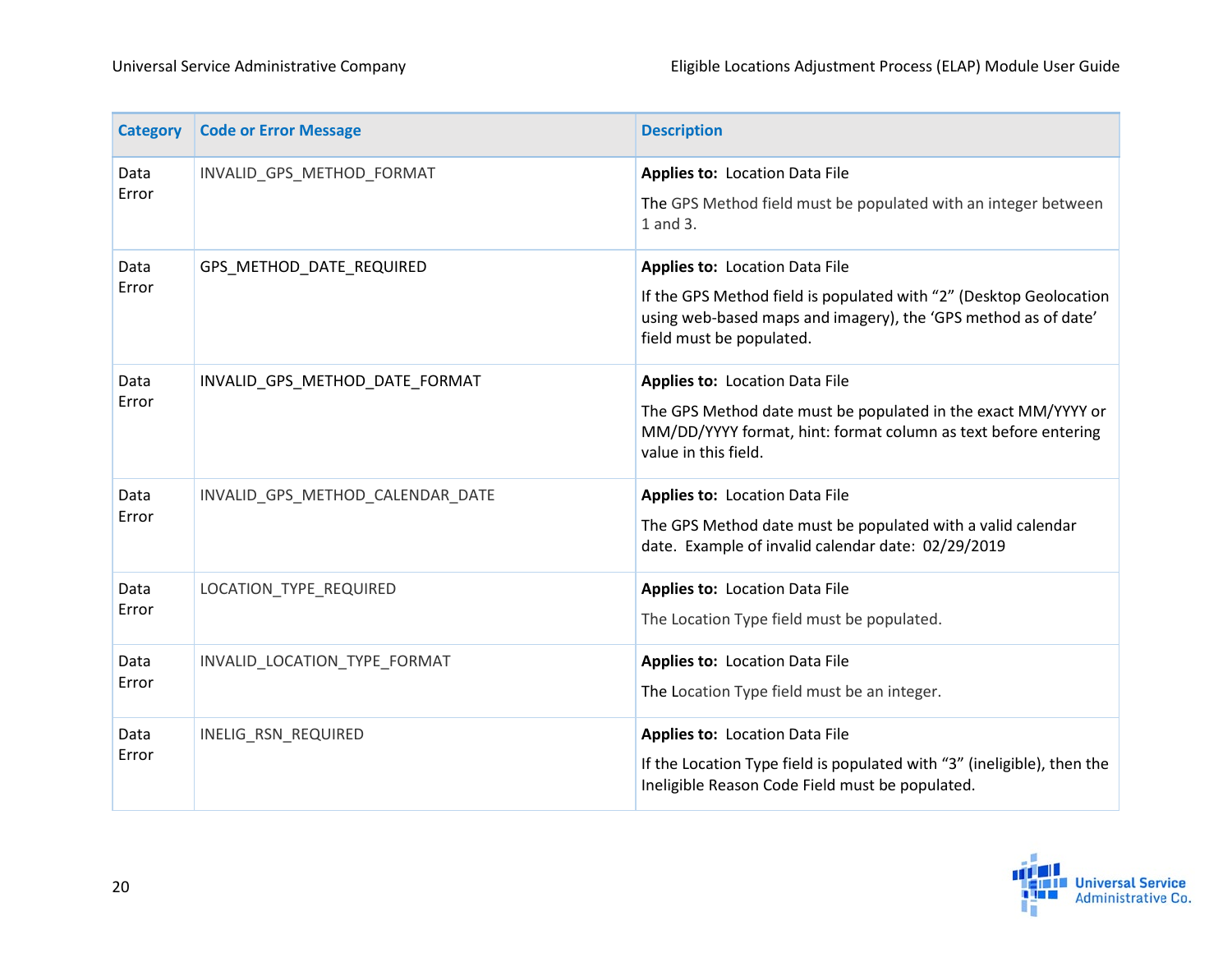| Category | Code or Error Message | Description |
|---|---|---|
| Data Error | INVALID_GPS_METHOD_FORMAT | **Applies to:** Location Data File<br>The GPS Method field must be populated with an integer between 1 and 3. |
| Data Error | GPS_METHOD_DATE_REQUIRED | **Applies to:** Location Data File<br>If the GPS Method field is populated with “2” (Desktop Geolocation using web-based maps and imagery), the ‘GPS method as of date’ field must be populated. |
| Data Error | INVALID_GPS_METHOD_DATE_FORMAT | **Applies to:** Location Data File<br>The GPS Method date must be populated in the exact MM/YYYY or MM/DD/YYYY format, hint: format column as text before entering value in this field. |
| Data Error | INVALID_GPS_METHOD_CALENDAR_DATE | **Applies to:** Location Data File<br>The GPS Method date must be populated with a valid calendar date. Example of invalid calendar date: 02/29/2019 |
| Data Error | LOCATION_TYPE_REQUIRED | **Applies to:** Location Data File<br>The Location Type field must be populated. |
| Data Error | INVALID_LOCATION_TYPE_FORMAT | **Applies to:** Location Data File<br>The Location Type field must be an integer. |
| Data Error | INELIG_RSN_REQUIRED | **Applies to:** Location Data File<br>If the Location Type field is populated with “3” (ineligible), then the Ineligible Reason Code Field must be populated. |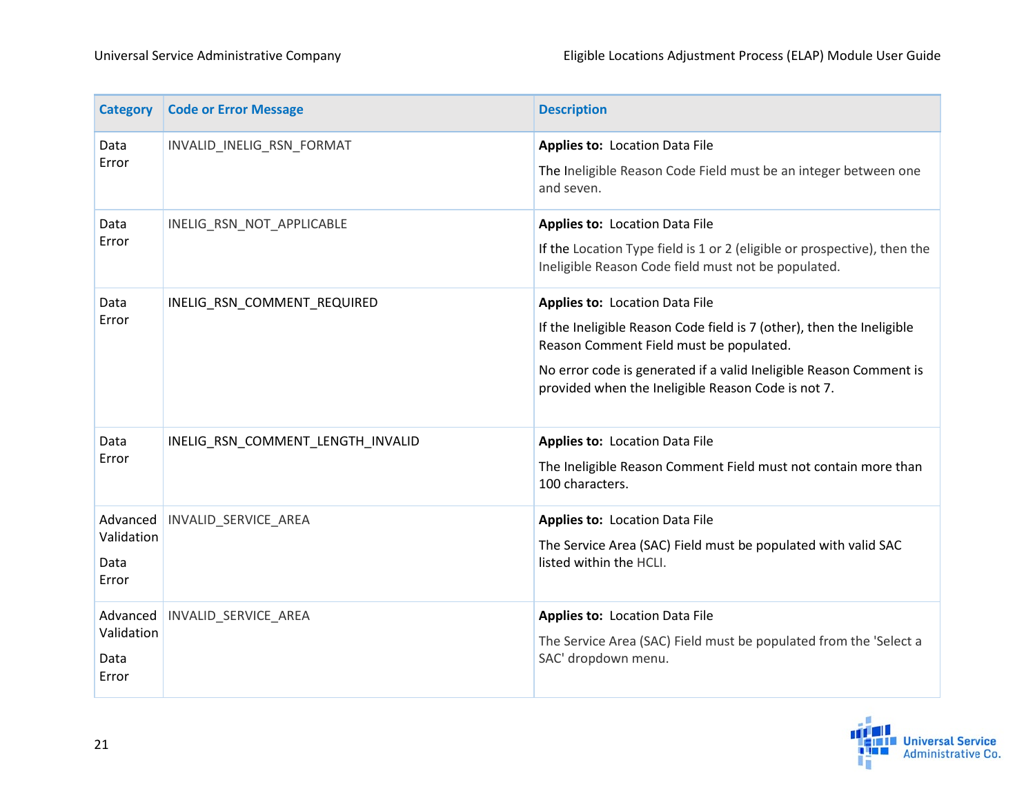| Category | Code or Error Message | Description |
|---|---|---|
| Data Error | INVALID_INELIG_RSN_FORMAT | **Applies to:** Location Data File<br><br>The Ineligible Reason Code Field must be an integer between one and seven. |
| Data Error | INELIG_RSN_NOT_APPLICABLE | **Applies to:** Location Data File<br><br>If the Location Type field is 1 or 2 (eligible or prospective), then the Ineligible Reason Code field must not be populated. |
| Data Error | INELIG_RSN_COMMENT_REQUIRED | **Applies to:** Location Data File<br><br>If the Ineligible Reason Code field is 7 (other), then the Ineligible Reason Comment Field must be populated.<br><br>No error code is generated if a valid Ineligible Reason Comment is provided when the Ineligible Reason Code is not 7. |
| Data Error | INELIG_RSN_COMMENT_LENGTH_INVALID | **Applies to:** Location Data File<br><br>The Ineligible Reason Comment Field must not contain more than 100 characters. |
| Advanced Validation<br><br>Data Error | INVALID_SERVICE_AREA | **Applies to:** Location Data File<br><br>The Service Area (SAC) Field must be populated with valid SAC listed within the HCLI. |
| Advanced Validation<br><br>Data Error | INVALID_SERVICE_AREA | **Applies to:** Location Data File<br><br>The Service Area (SAC) Field must be populated from the 'Select a SAC' dropdown menu. |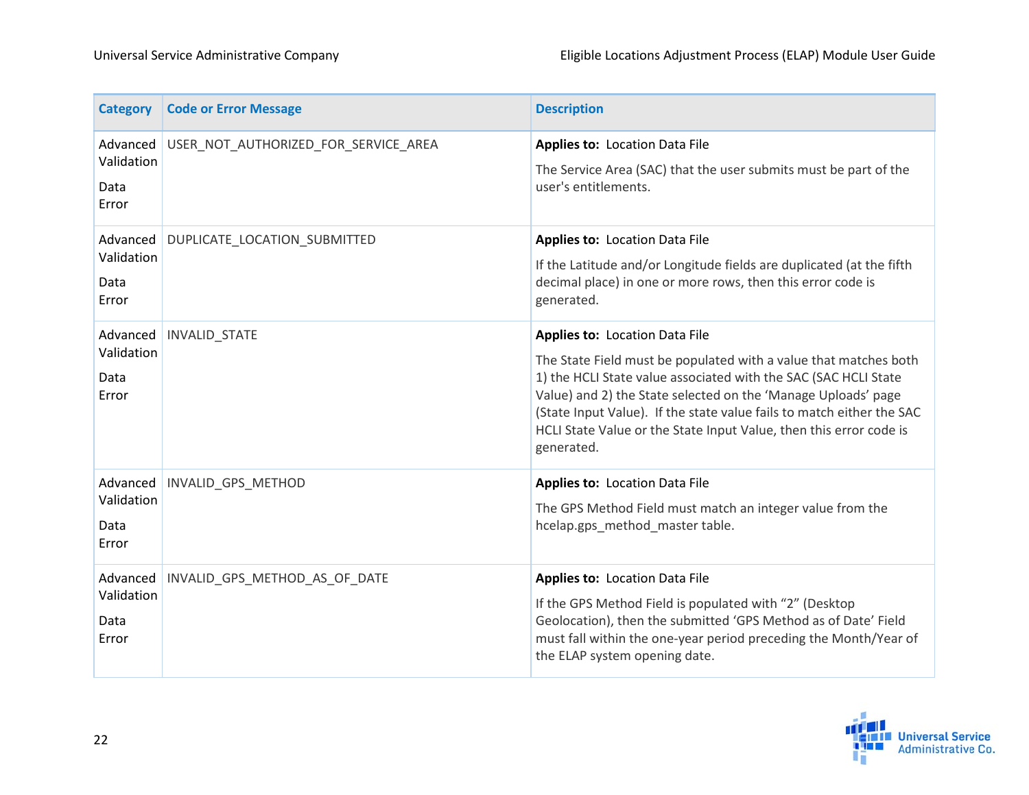| Category | Code or Error Message | Description |
|---|---|---|
| Advanced Validation<br><br>Data Error | USER_NOT_AUTHORIZED_FOR_SERVICE_AREA | **Applies to:** Location Data File<br><br>The Service Area (SAC) that the user submits must be part of the user's entitlements. |
| Advanced Validation<br><br>Data Error | DUPLICATE_LOCATION_SUBMITTED | **Applies to:** Location Data File<br><br>If the Latitude and/or Longitude fields are duplicated (at the fifth decimal place) in one or more rows, then this error code is generated. |
| Advanced Validation<br><br>Data Error | INVALID_STATE | **Applies to:** Location Data File<br><br>The State Field must be populated with a value that matches both 1) the HCLI State value associated with the SAC (SAC HCLI State Value) and 2) the State selected on the 'Manage Uploads' page (State Input Value). If the state value fails to match either the SAC HCLI State Value or the State Input Value, then this error code is generated. |
| Advanced Validation<br><br>Data Error | INVALID_GPS_METHOD | **Applies to:** Location Data File<br><br>The GPS Method Field must match an integer value from the hcelap.gps_method_master table. |
| Advanced Validation<br><br>Data Error | INVALID_GPS_METHOD_AS_OF_DATE | **Applies to:** Location Data File<br><br>If the GPS Method Field is populated with "2" (Desktop Geolocation), then the submitted 'GPS Method as of Date' Field must fall within the one-year period preceding the Month/Year of the ELAP system opening date. |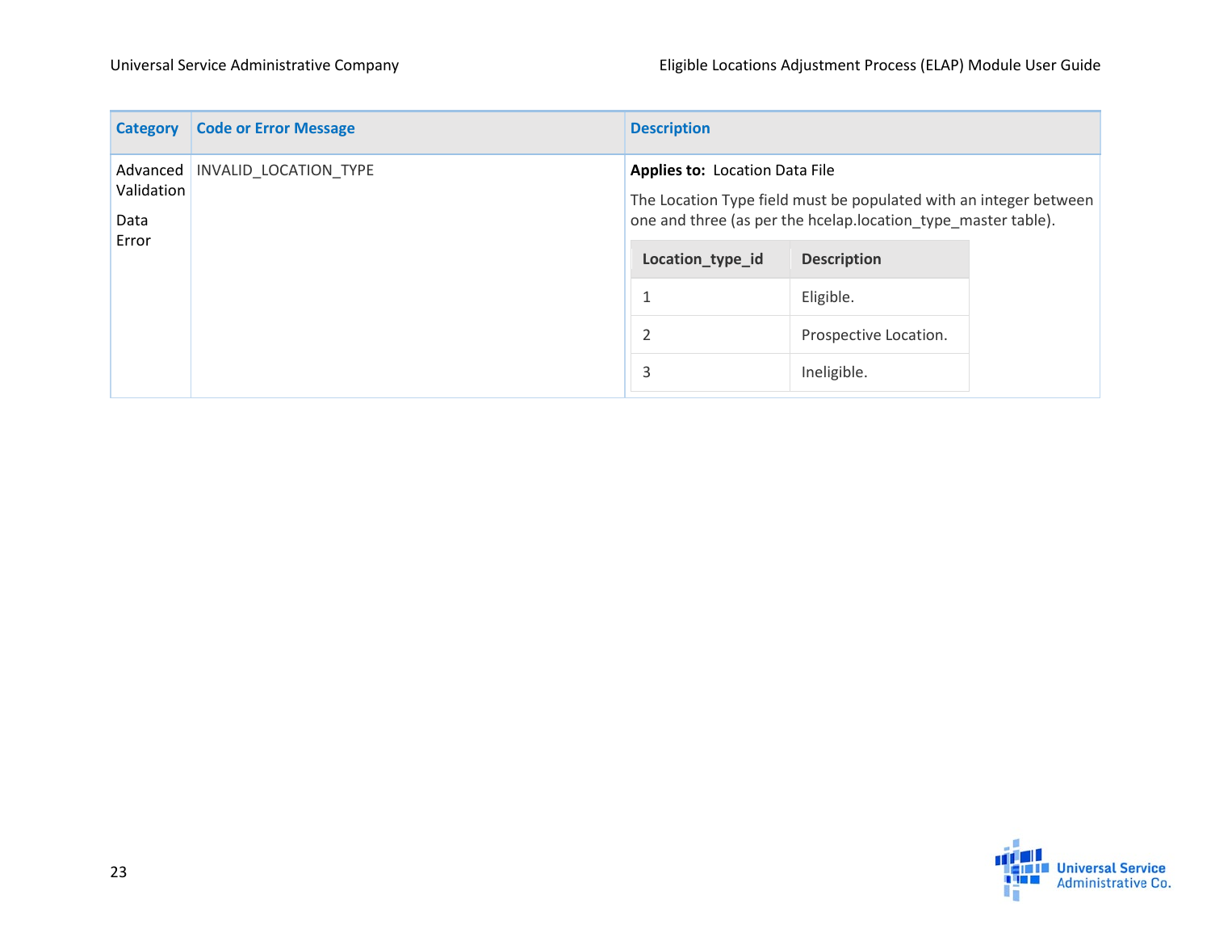| Category | Code or Error Message | Description |
| --- | --- | --- |
| Advanced Validation<br><br>Data Error | INVALID_LOCATION_TYPE | **Applies to:** Location Data File<br><br>The Location Type field must be populated with an integer between one and three (as per the hcelap.location_type_master table).<br><br>**Location_type_id** / **Description**:<br>1 – Eligible.<br>2 – Prospective Location.<br>3 – Ineligible. |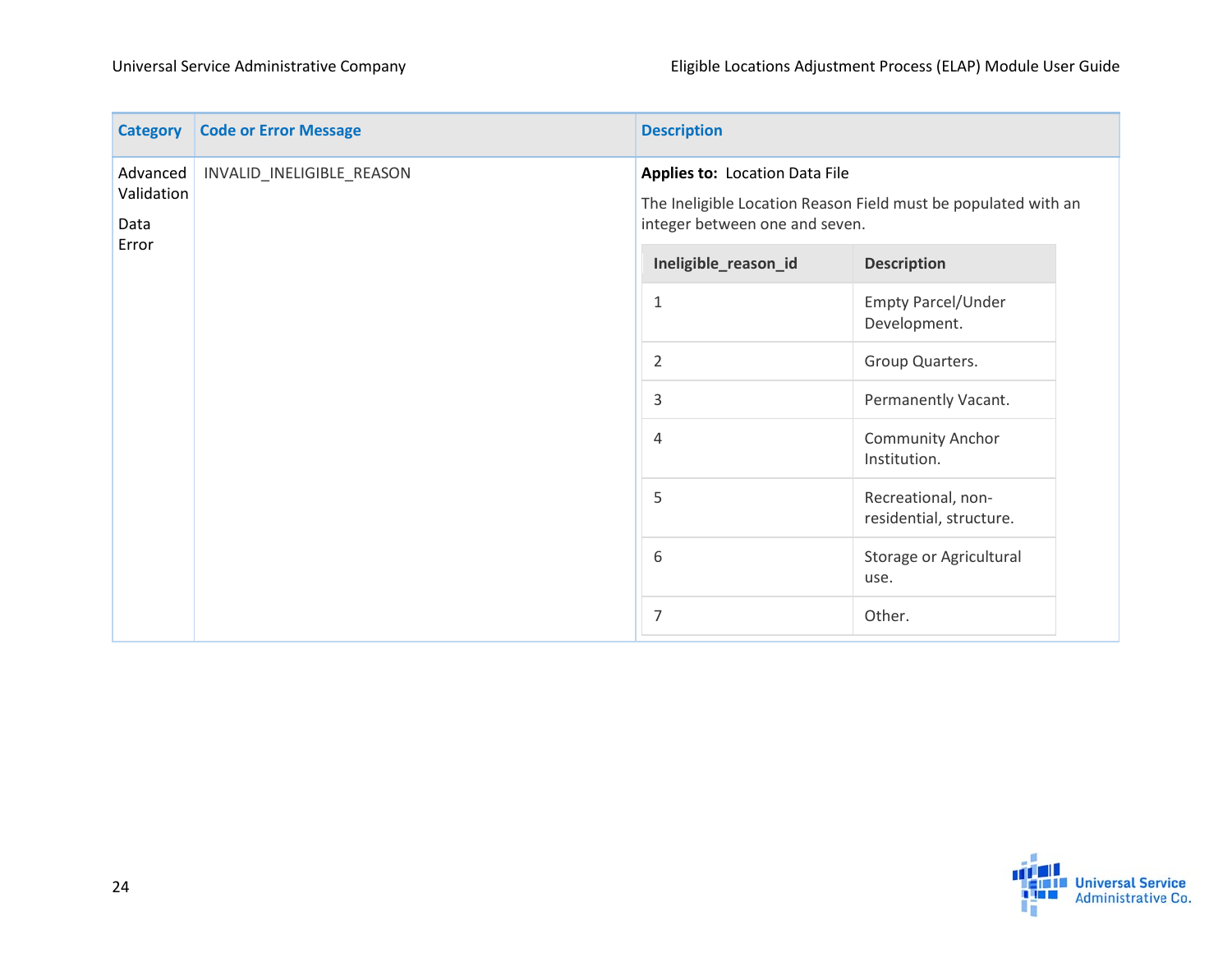| Category | Code or Error Message | Description |
|---|---|---|
| Advanced Validation<br><br>Data Error | INVALID_INELIGIBLE_REASON | **Applies to:** Location Data File<br><br>The Ineligible Location Reason Field must be populated with an integer between one and seven.<br><br>**Ineligible_reason_id** – **Description**<br>1 – Empty Parcel/Under Development.<br>2 – Group Quarters.<br>3 – Permanently Vacant.<br>4 – Community Anchor Institution.<br>5 – Recreational, non-residential, structure.<br>6 – Storage or Agricultural use.<br>7 – Other. |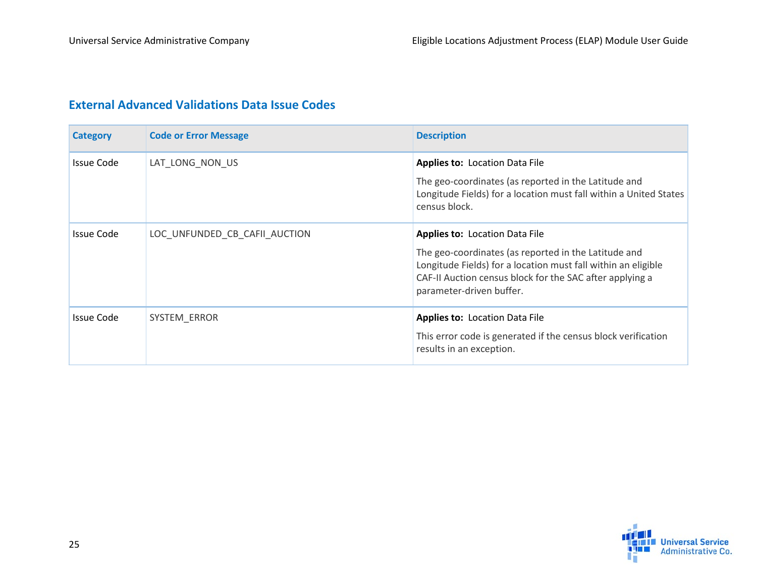## External Advanced Validations Data Issue Codes

| Category | Code or Error Message | Description |
| --- | --- | --- |
| Issue Code | LAT_LONG_NON_US | **Applies to:** Location Data File<br><br>The geo-coordinates (as reported in the Latitude and Longitude Fields) for a location must fall within a United States census block. |
| Issue Code | LOC_UNFUNDED_CB_CAFII_AUCTION | **Applies to:** Location Data File<br><br>The geo-coordinates (as reported in the Latitude and Longitude Fields) for a location must fall within an eligible CAF-II Auction census block for the SAC after applying a parameter-driven buffer. |
| Issue Code | SYSTEM_ERROR | **Applies to:** Location Data File<br><br>This error code is generated if the census block verification results in an exception. |